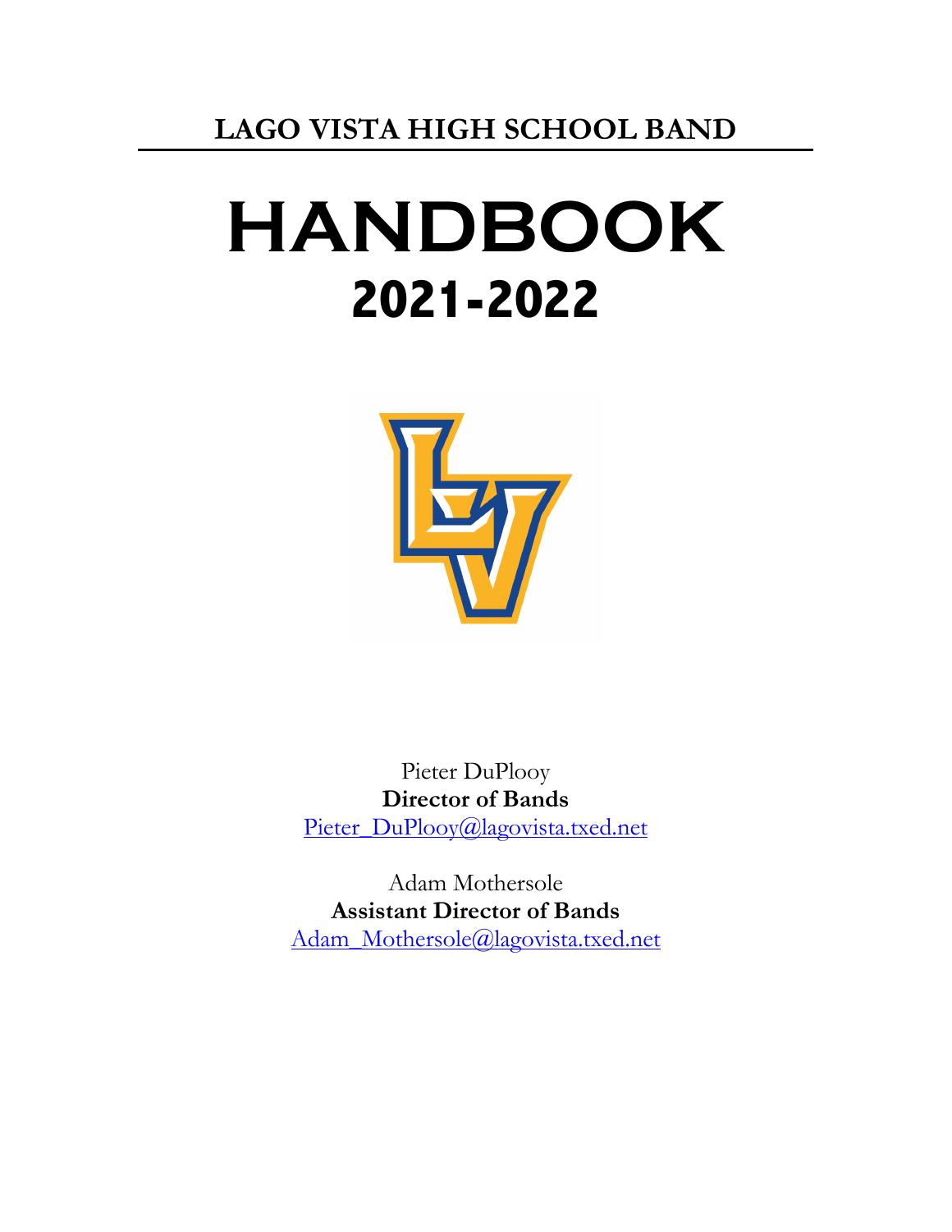## LAGO VISTA HIGH SCHOOL BAND

# HANDBOOK

## 2021-2022

Pieter DuPlooy
**Director of Bands**
Pieter_DuPlooy@lagovista.txed.net

Adam Mothersole
**Assistant Director of Bands**
Adam_Mothersole@lagovista.txed.net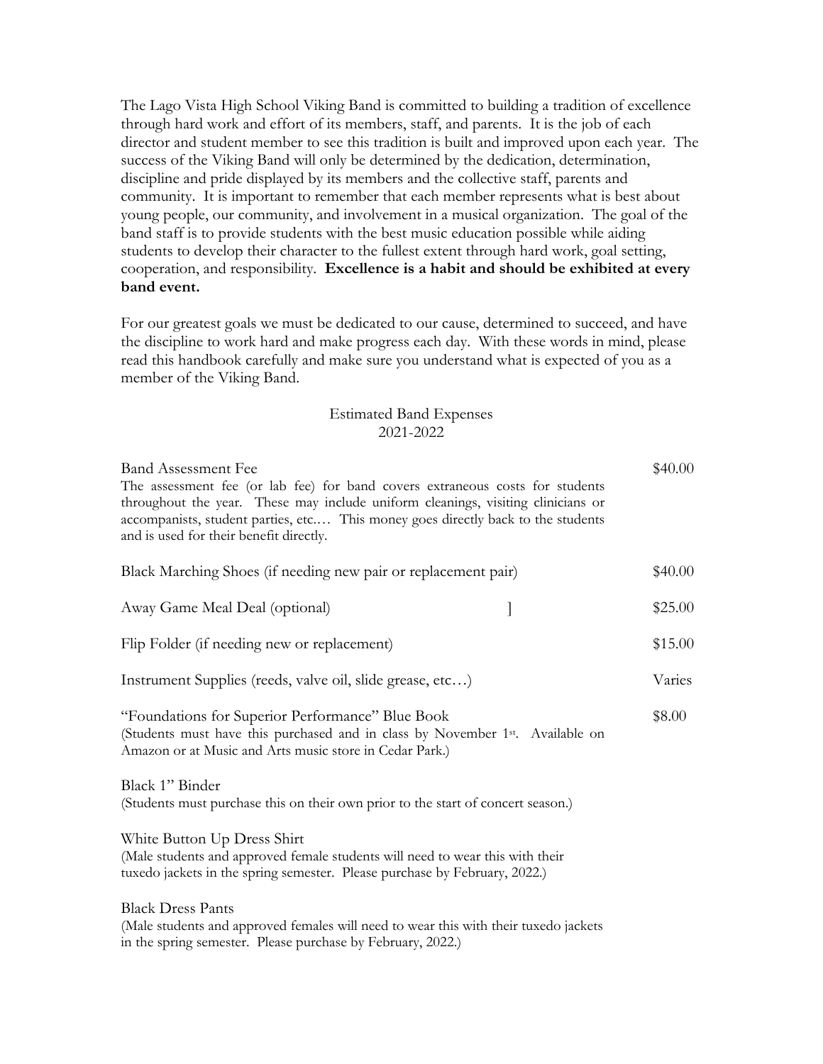The Lago Vista High School Viking Band is committed to building a tradition of excellence through hard work and effort of its members, staff, and parents. It is the job of each director and student member to see this tradition is built and improved upon each year. The success of the Viking Band will only be determined by the dedication, determination, discipline and pride displayed by its members and the collective staff, parents and community. It is important to remember that each member represents what is best about young people, our community, and involvement in a musical organization. The goal of the band staff is to provide students with the best music education possible while aiding students to develop their character to the fullest extent through hard work, goal setting, cooperation, and responsibility. **Excellence is a habit and should be exhibited at every band event.**

For our greatest goals we must be dedicated to our cause, determined to succeed, and have the discipline to work hard and make progress each day. With these words in mind, please read this handbook carefully and make sure you understand what is expected of you as a member of the Viking Band.

## Estimated Band Expenses 2021-2022

**Band Assessment Fee** — $40.00
The assessment fee (or lab fee) for band covers extraneous costs for students throughout the year. These may include uniform cleanings, visiting clinicians or accompanists, student parties, etc.… This money goes directly back to the students and is used for their benefit directly.

Black Marching Shoes (if needing new pair or replacement pair) — $40.00

Away Game Meal Deal (optional) ] — $25.00

Flip Folder (if needing new or replacement) — $15.00

Instrument Supplies (reeds, valve oil, slide grease, etc…) — Varies

"Foundations for Superior Performance" Blue Book — $8.00
(Students must have this purchased and in class by November 1st. Available on Amazon or at Music and Arts music store in Cedar Park.)

Black 1" Binder
(Students must purchase this on their own prior to the start of concert season.)

White Button Up Dress Shirt
(Male students and approved female students will need to wear this with their tuxedo jackets in the spring semester. Please purchase by February, 2022.)

Black Dress Pants
(Male students and approved females will need to wear this with their tuxedo jackets in the spring semester. Please purchase by February, 2022.)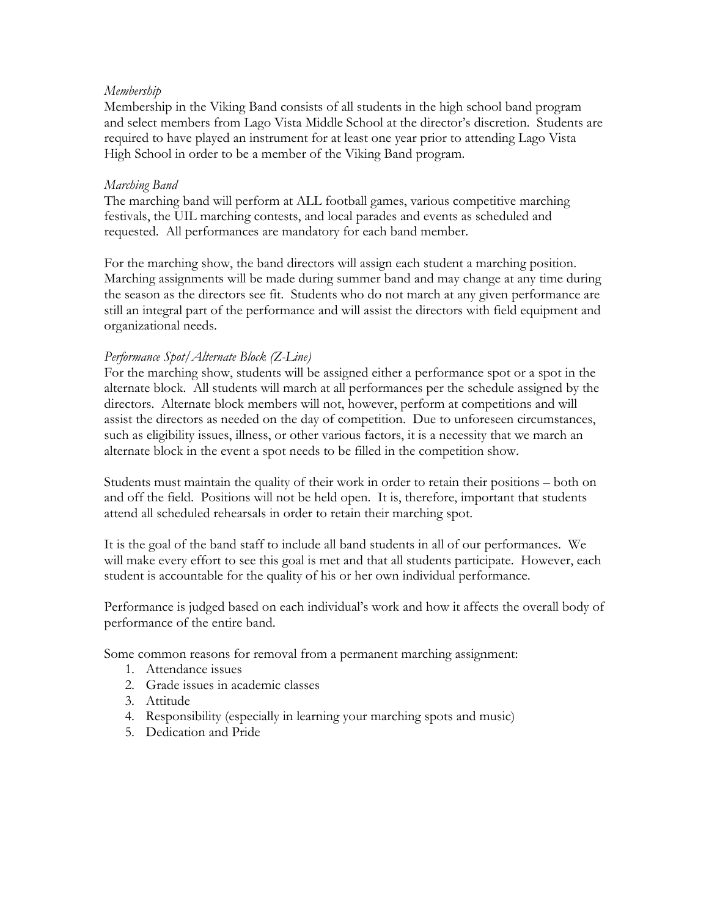*Membership*

Membership in the Viking Band consists of all students in the high school band program and select members from Lago Vista Middle School at the director's discretion. Students are required to have played an instrument for at least one year prior to attending Lago Vista High School in order to be a member of the Viking Band program.

*Marching Band*

The marching band will perform at ALL football games, various competitive marching festivals, the UIL marching contests, and local parades and events as scheduled and requested. All performances are mandatory for each band member.

For the marching show, the band directors will assign each student a marching position. Marching assignments will be made during summer band and may change at any time during the season as the directors see fit. Students who do not march at any given performance are still an integral part of the performance and will assist the directors with field equipment and organizational needs.

*Performance Spot/Alternate Block (Z-Line)*

For the marching show, students will be assigned either a performance spot or a spot in the alternate block. All students will march at all performances per the schedule assigned by the directors. Alternate block members will not, however, perform at competitions and will assist the directors as needed on the day of competition. Due to unforeseen circumstances, such as eligibility issues, illness, or other various factors, it is a necessity that we march an alternate block in the event a spot needs to be filled in the competition show.

Students must maintain the quality of their work in order to retain their positions – both on and off the field. Positions will not be held open. It is, therefore, important that students attend all scheduled rehearsals in order to retain their marching spot.

It is the goal of the band staff to include all band students in all of our performances. We will make every effort to see this goal is met and that all students participate. However, each student is accountable for the quality of his or her own individual performance.

Performance is judged based on each individual's work and how it affects the overall body of performance of the entire band.

Some common reasons for removal from a permanent marching assignment:

1. Attendance issues
2. Grade issues in academic classes
3. Attitude
4. Responsibility (especially in learning your marching spots and music)
5. Dedication and Pride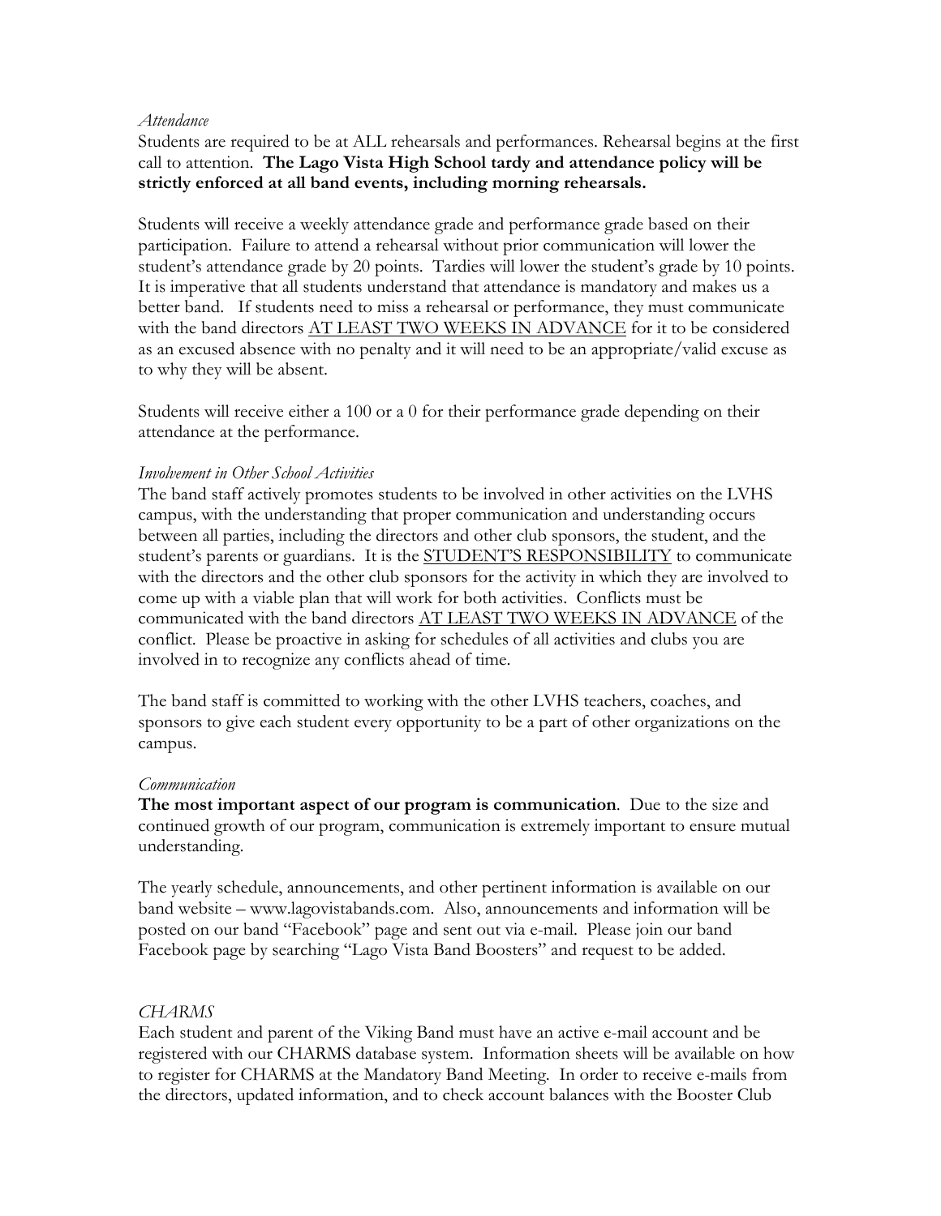*Attendance*

Students are required to be at ALL rehearsals and performances. Rehearsal begins at the first call to attention. **The Lago Vista High School tardy and attendance policy will be strictly enforced at all band events, including morning rehearsals.**

Students will receive a weekly attendance grade and performance grade based on their participation. Failure to attend a rehearsal without prior communication will lower the student's attendance grade by 20 points. Tardies will lower the student's grade by 10 points. It is imperative that all students understand that attendance is mandatory and makes us a better band. If students need to miss a rehearsal or performance, they must communicate with the band directors <u>AT LEAST TWO WEEKS IN ADVANCE</u> for it to be considered as an excused absence with no penalty and it will need to be an appropriate/valid excuse as to why they will be absent.

Students will receive either a 100 or a 0 for their performance grade depending on their attendance at the performance.

*Involvement in Other School Activities*

The band staff actively promotes students to be involved in other activities on the LVHS campus, with the understanding that proper communication and understanding occurs between all parties, including the directors and other club sponsors, the student, and the student's parents or guardians. It is the <u>STUDENT'S RESPONSIBILITY</u> to communicate with the directors and the other club sponsors for the activity in which they are involved to come up with a viable plan that will work for both activities. Conflicts must be communicated with the band directors <u>AT LEAST TWO WEEKS IN ADVANCE</u> of the conflict. Please be proactive in asking for schedules of all activities and clubs you are involved in to recognize any conflicts ahead of time.

The band staff is committed to working with the other LVHS teachers, coaches, and sponsors to give each student every opportunity to be a part of other organizations on the campus.

*Communication*

**The most important aspect of our program is communication**. Due to the size and continued growth of our program, communication is extremely important to ensure mutual understanding.

The yearly schedule, announcements, and other pertinent information is available on our band website – www.lagovistabands.com. Also, announcements and information will be posted on our band "Facebook" page and sent out via e-mail. Please join our band Facebook page by searching "Lago Vista Band Boosters" and request to be added.

*CHARMS*

Each student and parent of the Viking Band must have an active e-mail account and be registered with our CHARMS database system. Information sheets will be available on how to register for CHARMS at the Mandatory Band Meeting. In order to receive e-mails from the directors, updated information, and to check account balances with the Booster Club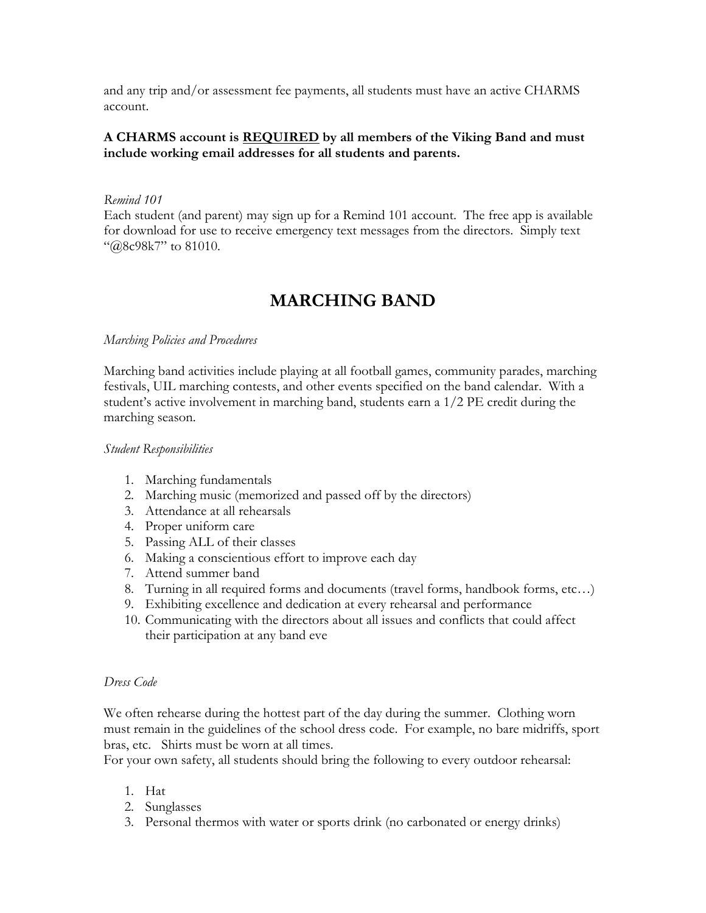and any trip and/or assessment fee payments, all students must have an active CHARMS account.

**A CHARMS account is <u>REQUIRED</u> by all members of the Viking Band and must include working email addresses for all students and parents.**

*Remind 101*

Each student (and parent) may sign up for a Remind 101 account. The free app is available for download for use to receive emergency text messages from the directors. Simply text "@8c98k7" to 81010.

# MARCHING BAND

*Marching Policies and Procedures*

Marching band activities include playing at all football games, community parades, marching festivals, UIL marching contests, and other events specified on the band calendar. With a student's active involvement in marching band, students earn a 1/2 PE credit during the marching season.

*Student Responsibilities*

1. Marching fundamentals
2. Marching music (memorized and passed off by the directors)
3. Attendance at all rehearsals
4. Proper uniform care
5. Passing ALL of their classes
6. Making a conscientious effort to improve each day
7. Attend summer band
8. Turning in all required forms and documents (travel forms, handbook forms, etc…)
9. Exhibiting excellence and dedication at every rehearsal and performance
10. Communicating with the directors about all issues and conflicts that could affect their participation at any band eve

*Dress Code*

We often rehearse during the hottest part of the day during the summer. Clothing worn must remain in the guidelines of the school dress code. For example, no bare midriffs, sport bras, etc. Shirts must be worn at all times.

For your own safety, all students should bring the following to every outdoor rehearsal:

1. Hat
2. Sunglasses
3. Personal thermos with water or sports drink (no carbonated or energy drinks)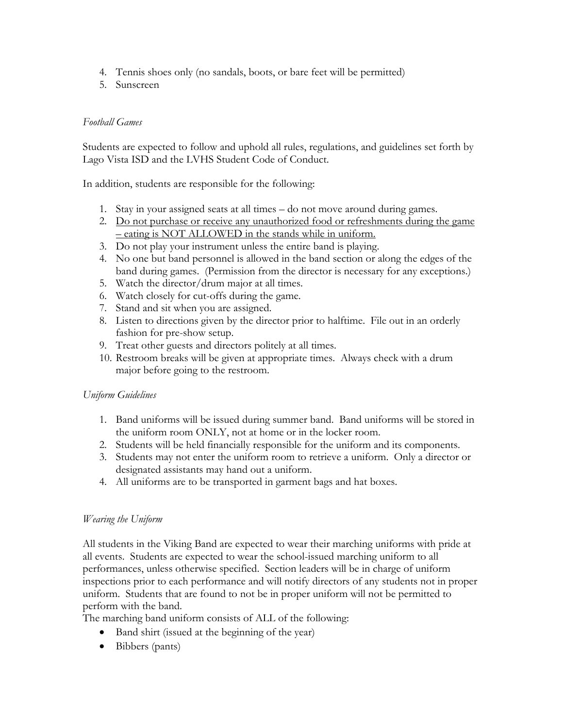4. Tennis shoes only (no sandals, boots, or bare feet will be permitted)
5. Sunscreen

*Football Games*

Students are expected to follow and uphold all rules, regulations, and guidelines set forth by Lago Vista ISD and the LVHS Student Code of Conduct.

In addition, students are responsible for the following:

1. Stay in your assigned seats at all times – do not move around during games.
2. <u>Do not purchase or receive any unauthorized food or refreshments during the game – eating is NOT ALLOWED in the stands while in uniform.</u>
3. Do not play your instrument unless the entire band is playing.
4. No one but band personnel is allowed in the band section or along the edges of the band during games. (Permission from the director is necessary for any exceptions.)
5. Watch the director/drum major at all times.
6. Watch closely for cut-offs during the game.
7. Stand and sit when you are assigned.
8. Listen to directions given by the director prior to halftime. File out in an orderly fashion for pre-show setup.
9. Treat other guests and directors politely at all times.
10. Restroom breaks will be given at appropriate times. Always check with a drum major before going to the restroom.

*Uniform Guidelines*

1. Band uniforms will be issued during summer band. Band uniforms will be stored in the uniform room ONLY, not at home or in the locker room.
2. Students will be held financially responsible for the uniform and its components.
3. Students may not enter the uniform room to retrieve a uniform. Only a director or designated assistants may hand out a uniform.
4. All uniforms are to be transported in garment bags and hat boxes.

*Wearing the Uniform*

All students in the Viking Band are expected to wear their marching uniforms with pride at all events. Students are expected to wear the school-issued marching uniform to all performances, unless otherwise specified. Section leaders will be in charge of uniform inspections prior to each performance and will notify directors of any students not in proper uniform. Students that are found to not be in proper uniform will not be permitted to perform with the band.

The marching band uniform consists of ALL of the following:

- Band shirt (issued at the beginning of the year)
- Bibbers (pants)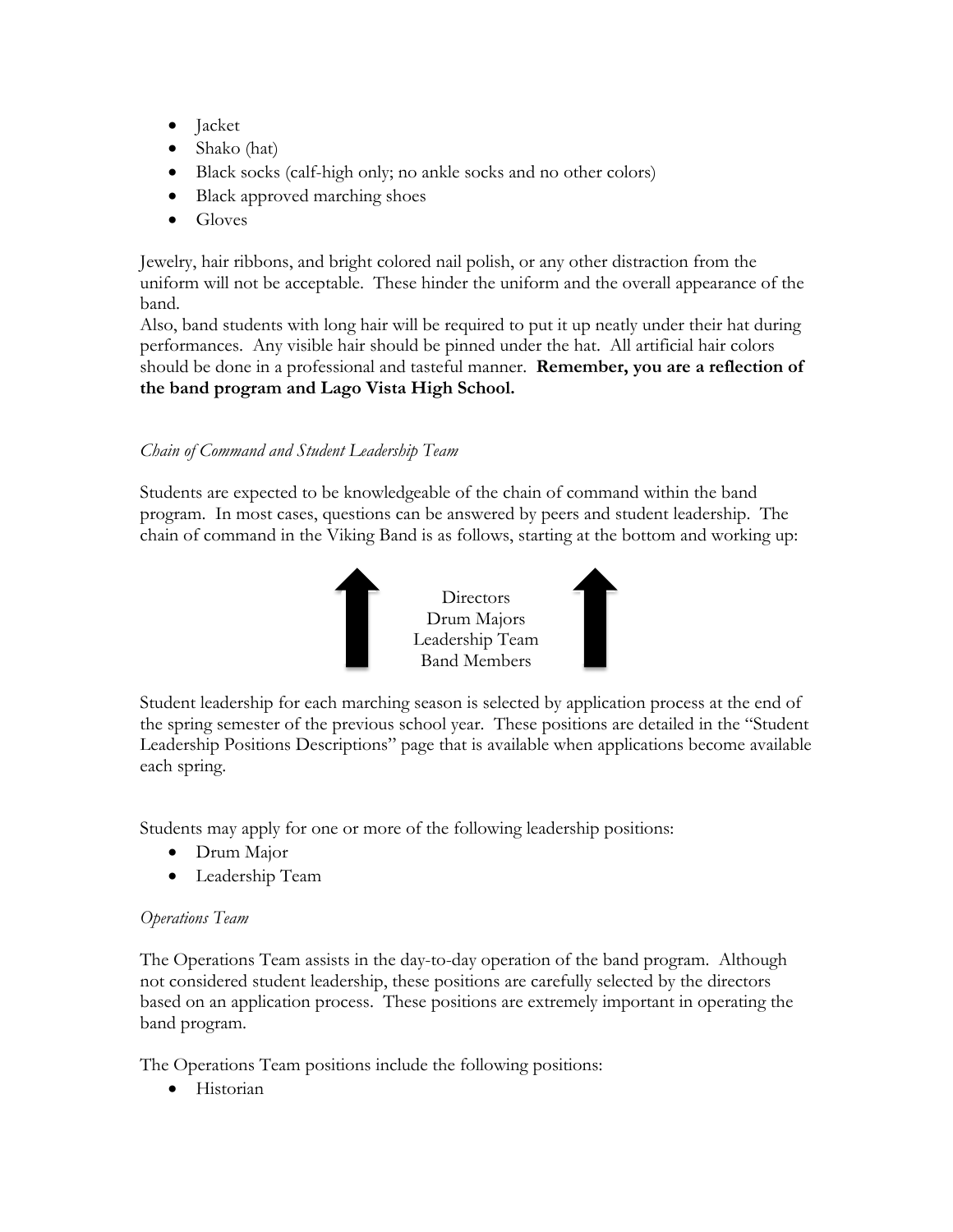- Jacket
- Shako (hat)
- Black socks (calf-high only; no ankle socks and no other colors)
- Black approved marching shoes
- Gloves

Jewelry, hair ribbons, and bright colored nail polish, or any other distraction from the uniform will not be acceptable. These hinder the uniform and the overall appearance of the band.
Also, band students with long hair will be required to put it up neatly under their hat during performances. Any visible hair should be pinned under the hat. All artificial hair colors should be done in a professional and tasteful manner. **Remember, you are a reflection of the band program and Lago Vista High School.**

*Chain of Command and Student Leadership Team*

Students are expected to be knowledgeable of the chain of command within the band program. In most cases, questions can be answered by peers and student leadership. The chain of command in the Viking Band is as follows, starting at the bottom and working up:

Directors
Drum Majors
Leadership Team
Band Members

Student leadership for each marching season is selected by application process at the end of the spring semester of the previous school year. These positions are detailed in the "Student Leadership Positions Descriptions" page that is available when applications become available each spring.

Students may apply for one or more of the following leadership positions:

- Drum Major
- Leadership Team

*Operations Team*

The Operations Team assists in the day-to-day operation of the band program. Although not considered student leadership, these positions are carefully selected by the directors based on an application process. These positions are extremely important in operating the band program.

The Operations Team positions include the following positions:

- Historian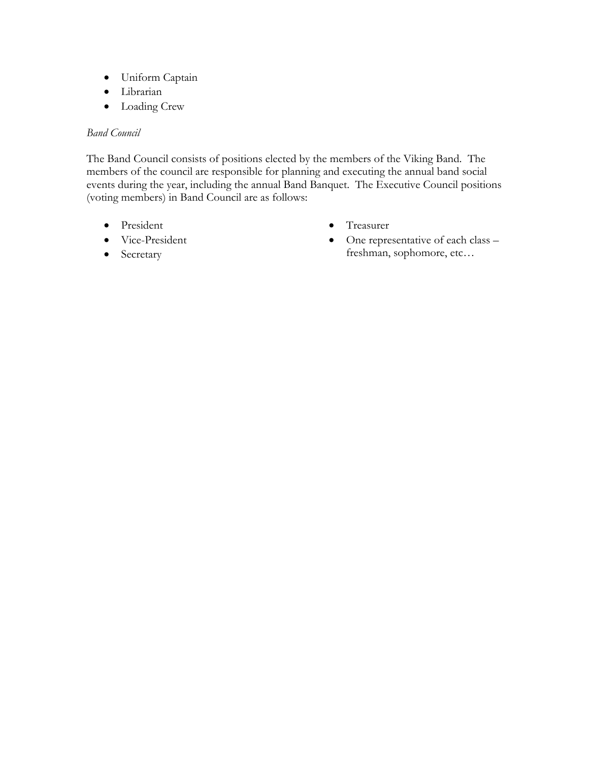- Uniform Captain
- Librarian
- Loading Crew

*Band Council*

The Band Council consists of positions elected by the members of the Viking Band. The members of the council are responsible for planning and executing the annual band social events during the year, including the annual Band Banquet. The Executive Council positions (voting members) in Band Council are as follows:

- President
- Vice-President
- Secretary
- Treasurer
- One representative of each class – freshman, sophomore, etc…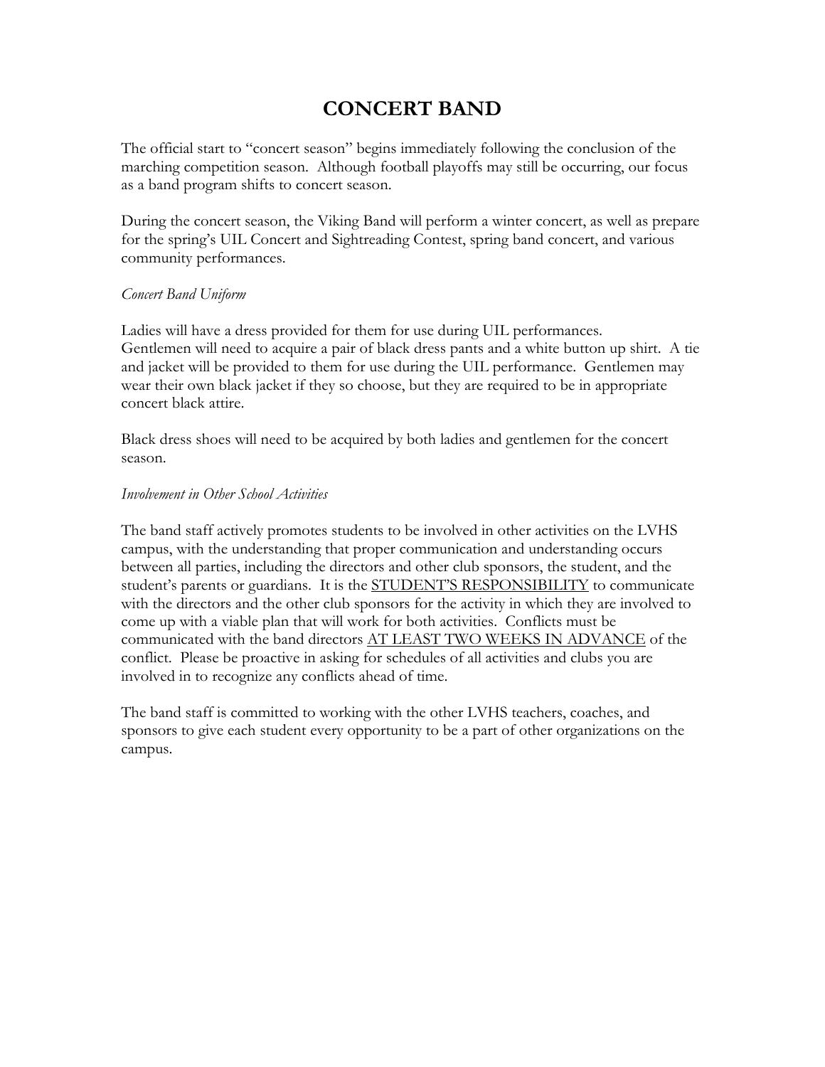# CONCERT BAND

The official start to "concert season" begins immediately following the conclusion of the marching competition season. Although football playoffs may still be occurring, our focus as a band program shifts to concert season.

During the concert season, the Viking Band will perform a winter concert, as well as prepare for the spring's UIL Concert and Sightreading Contest, spring band concert, and various community performances.

*Concert Band Uniform*

Ladies will have a dress provided for them for use during UIL performances.
Gentlemen will need to acquire a pair of black dress pants and a white button up shirt. A tie and jacket will be provided to them for use during the UIL performance. Gentlemen may wear their own black jacket if they so choose, but they are required to be in appropriate concert black attire.

Black dress shoes will need to be acquired by both ladies and gentlemen for the concert season.

*Involvement in Other School Activities*

The band staff actively promotes students to be involved in other activities on the LVHS campus, with the understanding that proper communication and understanding occurs between all parties, including the directors and other club sponsors, the student, and the student's parents or guardians. It is the <u>STUDENT'S RESPONSIBILITY</u> to communicate with the directors and the other club sponsors for the activity in which they are involved to come up with a viable plan that will work for both activities. Conflicts must be communicated with the band directors <u>AT LEAST TWO WEEKS IN ADVANCE</u> of the conflict. Please be proactive in asking for schedules of all activities and clubs you are involved in to recognize any conflicts ahead of time.

The band staff is committed to working with the other LVHS teachers, coaches, and sponsors to give each student every opportunity to be a part of other organizations on the campus.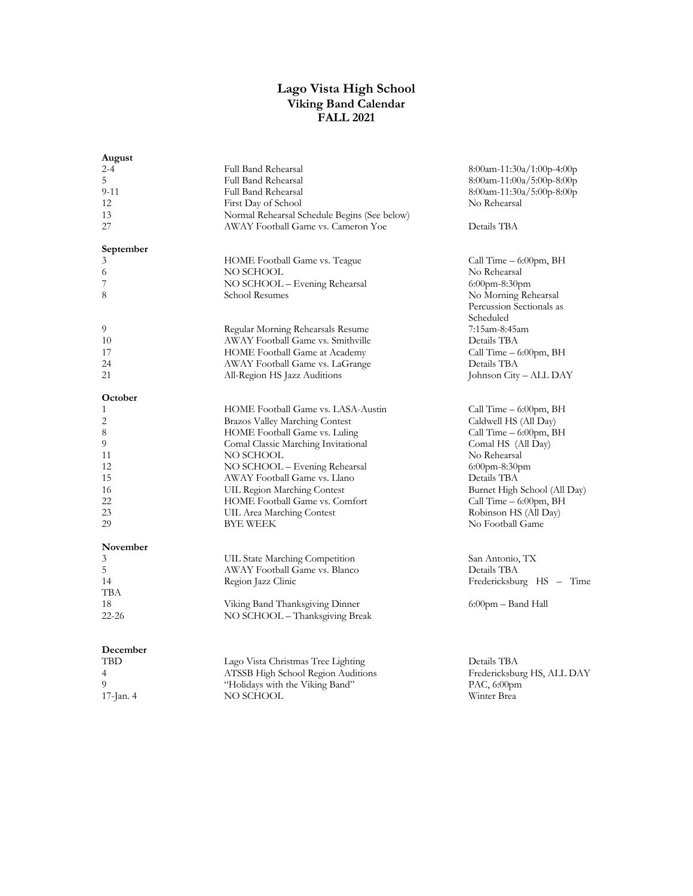# Lago Vista High School
## Viking Band Calendar
## FALL 2021

**August**

| | | |
|---|---|---|
| 2-4 | Full Band Rehearsal | 8:00am-11:30a/1:00p-4:00p |
| 5 | Full Band Rehearsal | 8:00am-11:00a/5:00p-8:00p |
| 9-11 | Full Band Rehearsal | 8:00am-11:30a/5:00p-8:00p |
| 12 | First Day of School | No Rehearsal |
| 13 | Normal Rehearsal Schedule Begins (See below) | |
| 27 | AWAY Football Game vs. Cameron Yoe | Details TBA |

**September**

| | | |
|---|---|---|
| 3 | HOME Football Game vs. Teague | Call Time – 6:00pm, BH |
| 6 | NO SCHOOL | No Rehearsal |
| 7 | NO SCHOOL – Evening Rehearsal | 6:00pm-8:30pm |
| 8 | School Resumes | No Morning Rehearsal Percussion Sectionals as Scheduled |
| 9 | Regular Morning Rehearsals Resume | 7:15am-8:45am |
| 10 | AWAY Football Game vs. Smithville | Details TBA |
| 17 | HOME Football Game at Academy | Call Time – 6:00pm, BH |
| 24 | AWAY Football Game vs. LaGrange | Details TBA |
| 21 | All-Region HS Jazz Auditions | Johnson City – ALL DAY |

**October**

| | | |
|---|---|---|
| 1 | HOME Football Game vs. LASA-Austin | Call Time – 6:00pm, BH |
| 2 | Brazos Valley Marching Contest | Caldwell HS (All Day) |
| 8 | HOME Football Game vs. Luling | Call Time – 6:00pm, BH |
| 9 | Comal Classic Marching Invitational | Comal HS (All Day) |
| 11 | NO SCHOOL | No Rehearsal |
| 12 | NO SCHOOL – Evening Rehearsal | 6:00pm-8:30pm |
| 15 | AWAY Football Game vs. Llano | Details TBA |
| 16 | UIL Region Marching Contest | Burnet High School (All Day) |
| 22 | HOME Football Game vs. Comfort | Call Time – 6:00pm, BH |
| 23 | UIL Area Marching Contest | Robinson HS (All Day) |
| 29 | BYE WEEK | No Football Game |

**November**

| | | |
|---|---|---|
| 3 | UIL State Marching Competition | San Antonio, TX |
| 5 | AWAY Football Game vs. Blanco | Details TBA |
| 14 | Region Jazz Clinic | Fredericksburg HS – Time TBA |
| 18 | Viking Band Thanksgiving Dinner | 6:00pm – Band Hall |
| 22-26 | NO SCHOOL – Thanksgiving Break | |

**December**

| | | |
|---|---|---|
| TBD | Lago Vista Christmas Tree Lighting | Details TBA |
| 4 | ATSSB High School Region Auditions | Fredericksburg HS, ALL DAY |
| 9 | "Holidays with the Viking Band" | PAC, 6:00pm |
| 17-Jan. 4 | NO SCHOOL | Winter Brea |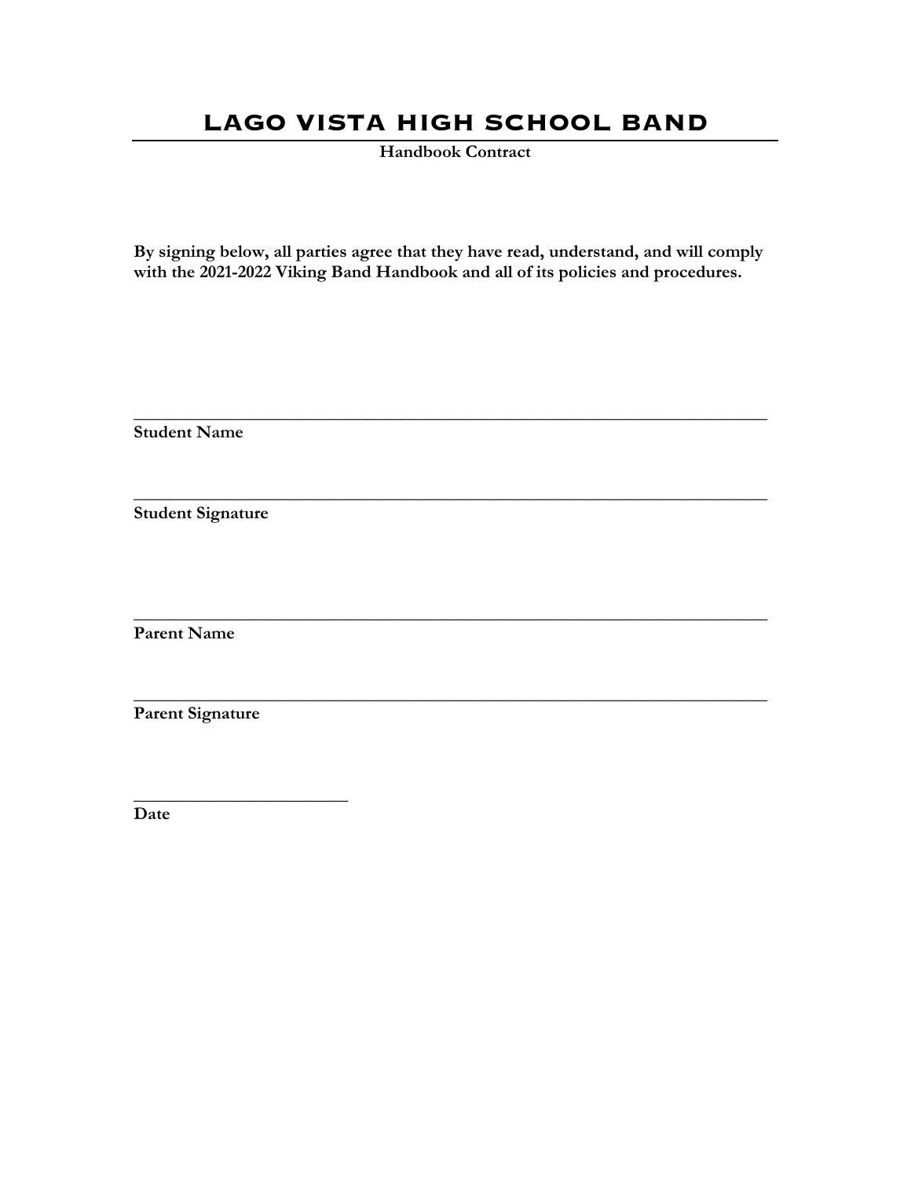# LAGO VISTA HIGH SCHOOL BAND

**Handbook Contract**

**By signing below, all parties agree that they have read, understand, and will comply with the 2021-2022 Viking Band Handbook and all of its policies and procedures.**

\_\_\_\_\_\_\_\_\_\_\_\_\_\_\_\_\_\_\_\_\_\_\_\_\_\_\_\_\_\_\_\_\_\_\_\_\_\_\_\_\_\_\_\_\_\_\_\_\_\_\_\_\_\_\_\_\_\_\_\_\_\_\_\_\_\_

**Student Name**

\_\_\_\_\_\_\_\_\_\_\_\_\_\_\_\_\_\_\_\_\_\_\_\_\_\_\_\_\_\_\_\_\_\_\_\_\_\_\_\_\_\_\_\_\_\_\_\_\_\_\_\_\_\_\_\_\_\_\_\_\_\_\_\_\_\_

**Student Signature**

\_\_\_\_\_\_\_\_\_\_\_\_\_\_\_\_\_\_\_\_\_\_\_\_\_\_\_\_\_\_\_\_\_\_\_\_\_\_\_\_\_\_\_\_\_\_\_\_\_\_\_\_\_\_\_\_\_\_\_\_\_\_\_\_\_\_

**Parent Name**

\_\_\_\_\_\_\_\_\_\_\_\_\_\_\_\_\_\_\_\_\_\_\_\_\_\_\_\_\_\_\_\_\_\_\_\_\_\_\_\_\_\_\_\_\_\_\_\_\_\_\_\_\_\_\_\_\_\_\_\_\_\_\_\_\_\_

**Parent Signature**

\_\_\_\_\_\_\_\_\_\_\_\_\_\_\_\_\_\_\_\_\_\_\_\_

**Date**